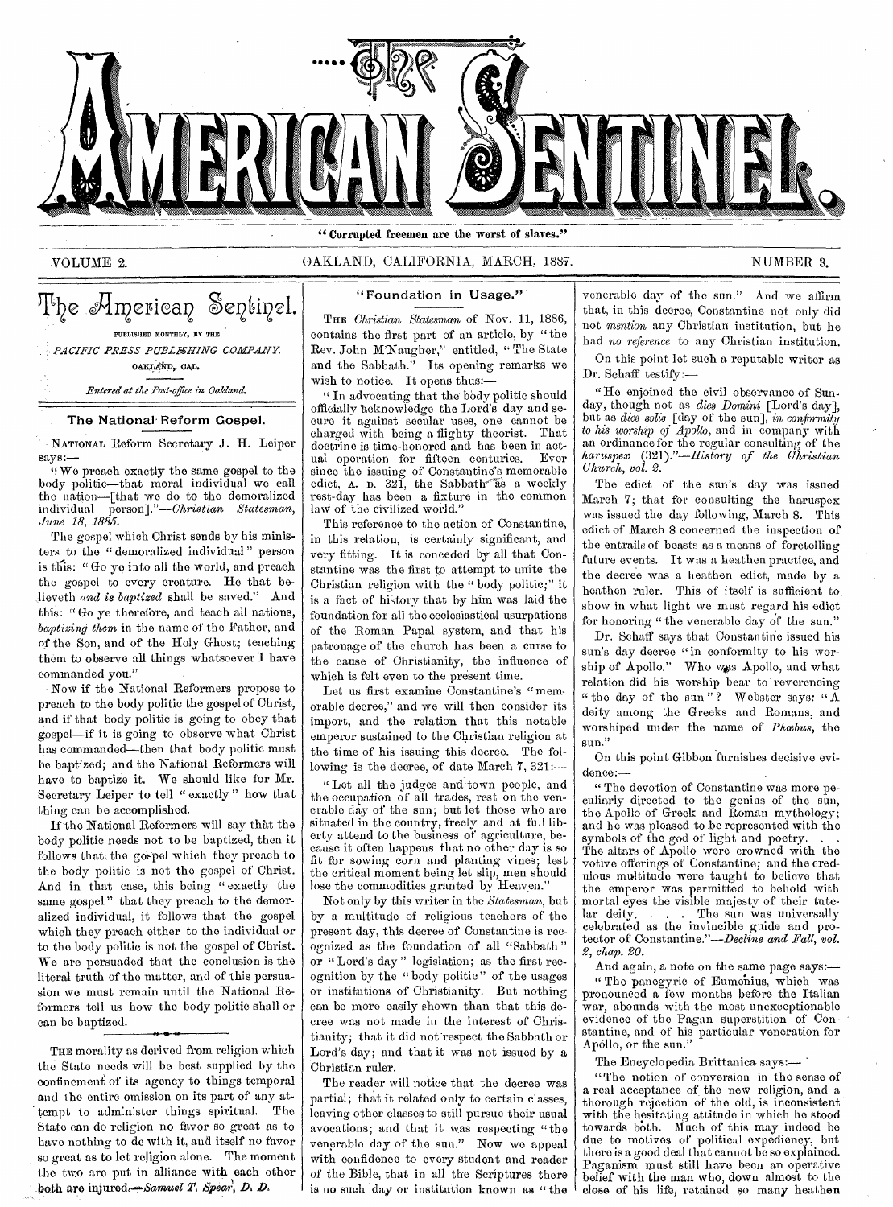# The American Sentinel.

"Corrupted freemen are the worst of slaves."

VOLUME 2. OAKLAND, CALIFORNIA, MARCH, 1887. NUMBER 3.

## The American Sentinel.

PUBLISHED MONTHLY, BY THE

*PACIFIC PRESS PUBLISHING COMPANY.*

OAKLAND, CAL.

*Entered at the Post-office in Oakland.*

### The National Reform Gospel.

NATIONAL Reform Secretary J. H. Leiper says:—

"We preach exactly the same gospel to the body politic—that moral individual we call the nation—[that we do to the demoralized individual person]."—*Christian Statesman, June 18, 1885.*

The gospel which Christ sends by his ministers to the "demoralized individual" person is this: "Go ye into all the world, and preach the gospel to every creature. He that believeth *and is baptized* shall be saved." And this: "Go ye therefore, and teach all nations, *baptizing them* in the name of the Father, and of the Son, and of the Holy Ghost; teaching them to observe all things whatsoever I have commanded you."

Now if the National Reformers propose to preach to the body politic the gospel of Christ, and if that body politic is going to obey that gospel—if it is going to observe what Christ has commanded—then that body politic must be baptized; and the National Reformers will have to baptize it. We should like for Mr. Secretary Leiper to tell "exactly" how that thing can be accomplished.

If the National Reformers will say that the body politic needs not to be baptized, then it follows that the gospel which they preach to the body politic is not the gospel of Christ. And in that case, this being "exactly the same gospel" that they preach to the demoralized individual, it follows that the gospel which they preach either to the individual or to the body politic is not the gospel of Christ. We are persuaded that the conclusion is the literal truth of the matter, and of this persuasion we must remain until the National Reformers tell us how the body politic shall or can be baptized.

---

THE morality as derived from religion which the State needs will be best supplied by the confinement of its agency to things temporal and the entire omission on its part of any attempt to administer things spiritual. The State can do religion no favor so great as to have nothing to do with it, and itself no favor so great as to let religion alone. The moment the two are put in alliance with each other both are injured.—*Samuel T. Spear, D. D.*

### "Foundation in Usage."

THE *Christian Statesman* of Nov. 11, 1886, contains the first part of an article, by "the Rev. John M'Naugher," entitled, "The State and the Sabbath." Its opening remarks we wish to notice. It opens thus:—

"In advocating that the body politic should officially acknowledge the Lord's day and secure it against secular uses, one cannot be charged with being a flighty theorist. That doctrine is time-honored and has been in actual operation for fifteen centuries. Ever since the issuing of Constantine's memorable edict, A. D. 321, the Sabbath as a weekly rest-day has been a fixture in the common law of the civilized world."

This reference to the action of Constantine, in this relation, is certainly significant, and very fitting. It is conceded by all that Constantine was the first to attempt to unite the Christian religion with the "body politic;" it is a fact of history that by him was laid the foundation for all the ecclesiastical usurpations of the Roman Papal system, and that his patronage of the church has been a curse to the cause of Christianity, the influence of which is felt even to the present time.

Let us first examine Constantine's "memorable decree," and we will then consider its import, and the relation that this notable emperor sustained to the Christian religion at the time of his issuing this decree. The following is the decree, of date March 7, 321:—

"Let all the judges and town people, and the occupation of all trades, rest on the venerable day of the sun; but let those who are situated in the country, freely and at full liberty attend to the business of agriculture, because it often happens that no other day is so fit for sowing corn and planting vines; lest the critical moment being let slip, men should lose the commodities granted by Heaven."

Not only by this writer in the *Statesman*, but by a multitude of religious teachers of the present day, this decree of Constantine is recognized as the foundation of all "Sabbath" or "Lord's day" legislation; as the first recognition by the "body politic" of the usages or institutions of Christianity. But nothing can be more easily shown than that this decree was not made in the interest of Christianity; that it did not respect the Sabbath or Lord's day; and that it was not issued by a Christian ruler.

The reader will notice that the decree was partial; that it related only to certain classes, leaving other classes to still pursue their usual avocations; and that it was respecting "the venerable day of the sun." Now we appeal with confidence to every student and reader of the Bible, that in all the Scriptures there is no such day or institution known as "the venerable day of the sun." And we affirm that, in this decree, Constantine not only did not *mention* any Christian institution, but he had *no reference* to any Christian institution.

On this point let such a reputable writer as Dr. Schaff testify:—

"He enjoined the civil observance of Sunday, though not as *dies Domini* [Lord's day], but as *dies solis* [day of the sun], *in conformity to his worship of Apollo*, and in company with an ordinance for the regular consulting of the *haruspex* (321)."—*History of the Christian Church, vol. 2.*

The edict of the sun's day was issued March 7; that for consulting the haruspex was issued the day following, March 8. This edict of March 8 concerned the inspection of the entrails of beasts as a means of foretelling future events. It was a heathen practice, and the decree was a heathen edict, made by a heathen ruler. This of itself is sufficient to show in what light we must regard his edict for honoring "the venerable day of the sun."

Dr. Schaff says that Constantine issued his sun's day decree "in conformity to his worship of Apollo." Who was Apollo, and what relation did his worship bear to reverencing "the day of the sun"? Webster says: "A deity among the Greeks and Romans, and worshiped under the name of *Phœbus*, the sun."

On this point Gibbon furnishes decisive evidence:—

"The devotion of Constantine was more peculiarly directed to the genius of the sun, the Apollo of Greek and Roman mythology; and he was pleased to be represented with the symbols of the god of light and poetry. . . The altars of Apollo were crowned with the votive offerings of Constantine; and the credulous multitude were taught to believe that the emperor was permitted to behold with mortal eyes the visible majesty of their tutelar deity. . . . The sun was universally celebrated as the invincible guide and protector of Constantine."—*Decline and Fall, vol. 2, chap. 20.*

And again, a note on the same page says:—

"The panegyric of Eumenius, which was pronounced a few months before the Italian war, abounds with the most unexceptionable evidence of the Pagan superstition of Constantine, and of his particular veneration for Apollo, or the sun."

The Encyclopedia Brittanica says:—

"The notion of conversion in the sense of a real acceptance of the new religion, and a thorough rejection of the old, is inconsistent with the hesitating attitude in which he stood towards both. Much of this may indeed be due to motives of political expediency, but there is a good deal that cannot be so explained. Paganism must still have been an operative belief with the man who, down almost to the close of his life, retained so many heathen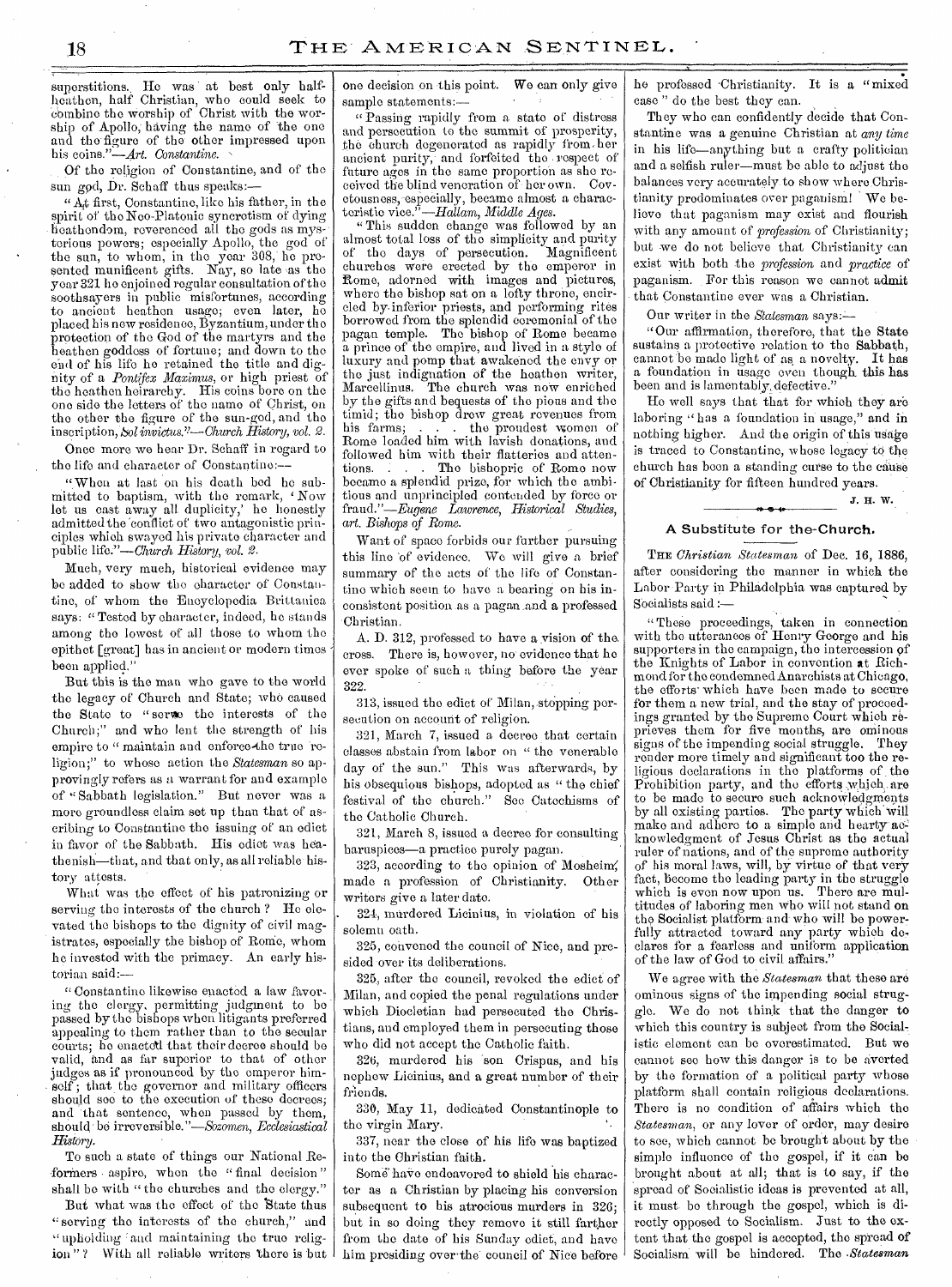superstitions. He was at best only half-heathen, half Christian, who could seek to combine the worship of Christ with the worship of Apollo, having the name of the one and the figure of the other impressed upon his coins."—*Art. Constantine.*

Of the religion of Constantine, and of the sun god, Dr. Schaff thus speaks:—

"At first, Constantine, like his father, in the spirit of the Neo-Platonic syncretism of dying heathendom, reverenced all the gods as mysterious powers; especially Apollo, the god of the sun, to whom, in the year 308, he presented munificent gifts. Nay, so late as the year 321 he enjoined regular consultation of the soothsayers in public misfortunes, according to ancient heathen usage; even later, he placed his new residence, Byzantium, under the protection of the God of the martyrs and the heathen goddess of fortune; and down to the end of his life he retained the title and dignity of a *Pontifex Maximus*, or high priest of the heathen heirarchy. His coins bore on the one side the letters of the name of Christ, on the other the figure of the sun-god, and the inscription, *Sol invictus.*"—*Church History, vol. 2.*

Once more we hear Dr. Schaff in regard to the life and character of Constantine:—

"When at last on his death bed he submitted to baptism, with the remark, 'Now let us cast away all duplicity,' he honestly admitted the conflict of two antagonistic principles which swayed his private character and public life."—*Church History, vol. 2.*

Much, very much, historical evidence may be added to show the character of Constantine, of whom the Encyclopedia Brittanica says: "Tested by character, indeed, he stands among the lowest of all those to whom the epithet [great] has in ancient or modern times been applied."

But this is the man who gave to the world the legacy of Church and State; who caused the State to "serve the interests of the Church;" and who lent the strength of his empire to "maintain and enforce the true religion;" to whose action the *Statesman* so approvingly refers as a warrant for and example of "Sabbath legislation." But never was a more groundless claim set up than that of ascribing to Constantine the issuing of an edict in favor of the Sabbath. His edict was heathenish—that, and that only, as all reliable history attests.

What was the effect of his patronizing or serving the interests of the church? He elevated the bishops to the dignity of civil magistrates, especially the bishop of Rome, whom he invested with the primacy. An early historian said:—

"Constantine likewise enacted a law favoring the clergy, permitting judgment to be passed by the bishops when litigants preferred appealing to them rather than to the secular courts; he enacted that their decree should be valid, and as far superior to that of other judges as if pronounced by the emperor himself; that the governor and military officers should see to the execution of these decrees; and that sentence, when passed by them, should be irreversible."—*Sozomen, Ecclesiastical History.*

To such a state of things our National Reformers aspire, when the "final decision" shall be with "the churches and the clergy."

But what was the effect of the State thus "serving the interests of the church," and "upholding and maintaining the true religion"? With all reliable writers there is but one decision on this point. We can only give sample statements:—

"Passing rapidly from a state of distress and persecution to the summit of prosperity, the church degenerated as rapidly from her ancient purity, and forfeited the respect of future ages in the same proportion as she received the blind veneration of her own. Covetousness, especially, became almost a characteristic vice."—*Hallam, Middle Ages.*

"This sudden change was followed by an almost total loss of the simplicity and purity of the days of persecution. Magnificent churches were erected by the emperor in Rome, adorned with images and pictures, where the bishop sat on a lofty throne, encircled by inferior priests, and performing rites borrowed from the splendid ceremonial of the pagan temple. The bishop of Rome became a prince of the empire, and lived in a style of luxury and pomp that awakened the envy or the just indignation of the heathen writer, Marcellinus. The church was now enriched by the gifts and bequests of the pious and the timid; the bishop drew great revenues from his farms; . . . the proudest women of Rome loaded him with lavish donations, and followed him with their flatteries and attentions. . . . The bishopric of Rome now became a splendid prize, for which the ambitious and unprincipled contended by force or fraud."—*Eugene Lawrence, Historical Studies, art. Bishops of Rome.*

Want of space forbids our further pursuing this line of evidence. We will give a brief summary of the acts of the life of Constantine which seem to have a bearing on his inconsistent position as a pagan and a professed Christian.

A. D. 312, professed to have a vision of the cross. There is, however, no evidence that he ever spoke of such a thing before the year 322.

313, issued the edict of Milan, stopping persecution on account of religion.

321, March 7, issued a decree that certain classes abstain from labor on "the venerable day of the sun." This was afterwards, by his obsequious bishops, adopted as "the chief festival of the church." See Catechisms of the Catholic Church.

321, March 8, issued a decree for consulting haruspices—a practice purely pagan.

323, according to the opinion of Mosheim, made a profession of Christianity. Other writers give a later date.

324, murdered Licinius, in violation of his solemn oath.

325, convened the council of Nice, and presided over its deliberations.

325, after the council, revoked the edict of Milan, and copied the penal regulations under which Diocletian had persecuted the Christians, and employed them in persecuting those who did not accept the Catholic faith.

326, murdered his son Crispus, and his nephew Licinius, and a great number of their friends.

330, May 11, dedicated Constantinople to the virgin Mary.

337, near the close of his life was baptized into the Christian faith.

Some have endeavored to shield his character as a Christian by placing his conversion subsequent to his atrocious murders in 326; but in so doing they remove it still farther from the date of his Sunday edict, and have him presiding over the council of Nice before he professed Christianity. It is a "mixed case" do the best they can.

They who can confidently decide that Constantine was a genuine Christian at *any time* in his life—anything but a crafty politician and a selfish ruler—must be able to adjust the balances very accurately to show where Christianity predominates over paganism! We believe that paganism may exist and flourish with any amount of *profession* of Christianity; but we do not believe that Christianity can exist with both the *profession* and *practice* of paganism. For this reason we cannot admit that Constantine ever was a Christian.

Our writer in the *Statesman* says:—

"Our affirmation, therefore, that the State sustains a protective relation to the Sabbath, cannot be made light of as a novelty. It has a foundation in usage even though this has been and is lamentably defective."

He well says that that for which they are laboring "has a foundation in usage," and in nothing higher. And the origin of this usage is traced to Constantine, whose legacy to the church has been a standing curse to the cause of Christianity for fifteen hundred years.

J. H. W.

## A Substitute for the Church.

THE *Christian Statesman* of Dec. 16, 1886, after considering the manner in which the Labor Party in Philadelphia was captured by Socialists said:—

"These proceedings, taken in connection with the utterances of Henry George and his supporters in the campaign, the intercession of the Knights of Labor in convention at Richmond for the condemned Anarchists at Chicago, the efforts which have been made to secure for them a new trial, and the stay of proceedings granted by the Supreme Court which reprieves them for five months, are ominous signs of the impending social struggle. They render more timely and significant too the religious declarations in the platforms of the Prohibition party, and the efforts which are to be made to secure such acknowledgments by all existing parties. The party which will make and adhere to a simple and hearty acknowledgment of Jesus Christ as the actual ruler of nations, and of the supreme authority of his moral laws, will, by virtue of that very fact, become the leading party in the struggle which is even now upon us. There are multitudes of laboring men who will not stand on the Socialist platform and who will be powerfully attracted toward any party which declares for a fearless and uniform application of the law of God to civil affairs."

We agree with the *Statesman* that these are ominous signs of the impending social struggle. We do not think that the danger to which this country is subject from the Socialistic element can be overestimated. But we cannot see how this danger is to be averted by the formation of a political party whose platform shall contain religious declarations. There is no condition of affairs which the *Statesman*, or any lover of order, may desire to see, which cannot be brought about by the simple influence of the gospel, if it can be brought about at all; that is to say, if the spread of Socialistic ideas is prevented at all, it must be through the gospel, which is directly opposed to Socialism. Just to the extent that the gospel is accepted, the spread of Socialism will be hindered. The *Statesman*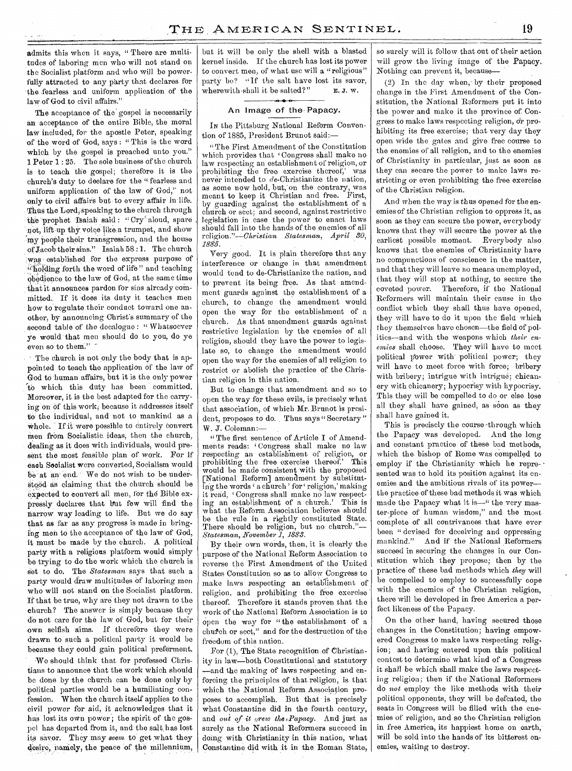admits this when it says, "There are multitudes of laboring men who will not stand on the Socialist platform and who will be powerfully attracted to any party that declares for the fearless and uniform application of the law of God to civil affairs."

The acceptance of the gospel is necessarily an acceptance of the entire Bible, the moral law included, for the apostle Peter, speaking of the word of God, says: "This is the word which by the gospel is preached unto you." 1 Peter 1:25. The sole business of the church is to teach the gospel; therefore it is the church's duty to declare for the "fearless and uniform application of the law of God," not only to civil affairs but to every affair in life. Thus the Lord, speaking to the church through the prophet Isaiah said: "Cry aloud, spare not, lift up thy voice like a trumpet, and show my people their transgression, and the house of Jacob their sins." Isaiah 58:1. The church was established for the express purpose of "holding forth the word of life" and teaching obedience to the law of God, at the same time that it announces pardon for sins already committed. If it does its duty it teaches men how to regulate their conduct toward one another, by announcing Christ's summary of the second table of the decalogue: "Whatsoever ye would that men should do to you, do ye even so to them."

The church is not only the body that is appointed to teach the application of the law of God to human affairs, but it is the only power to which this duty has been committed. Moreover, it is the best adapted for the carrying on of this work, because it addresses itself to the individual, and not to mankind as a whole. If it were possible to entirely convert men from Socialistic ideas, then the church, dealing as it does with individuals, would present the most feasible plan of work. For if each Socialist were converted, Socialism would be at an end. We do not wish to be understood as claiming that the church should be expected to convert all men, for the Bible expressly declares that but few will find the narrow way leading to life. But we do say that as far as any progress is made in bringing men to the acceptance of the law of God, it must be made by the church. A political party with a religious platform would simply be trying to do the work which the church is set to do. The *Statesman* says that such a party would draw multitudes of laboring men who will not stand on the Socialist platform. If that be true, why are they not drawn to the church? The answer is simply because they do not care for the law of God, but for their own selfish aims. If therefore they were drawn to such a political party it would be because they could gain political preferment.

We should think that for professed Christians to announce that the work which should be done by the church can be done only by political parties would be a humiliating confession. When the church itself applies to the civil power for aid, it acknowledges that it has lost its own power; the spirit of the gospel has departed from it, and the salt has lost its savor. They may *seem* to get what they desire, namely, the peace of the millennium, but it will be only the shell with a blasted kernel inside. If the church has lost its power to convert men, of what use will a "religious" party be? "If the salt have lost its savor, wherewith shall it be salted?" E. J. W.

## An Image of the Papacy.

In the Pittsburg National Reform Convention of 1885, President Brunot said:—

"The First Amendment of the Constitution which provides that 'Congress shall make no law respecting an establishment of religion, or prohibiting the free exercise thereof,' was never intended to *de*-Christianize the nation, as some now hold, but, on the contrary, was meant to keep it Christian and free. First, by guarding against the establishment of a church or sect; and second, against restrictive legislation in case the power to enact laws should fall into the hands of the enemies of all religion."—*Christian Statesman, April 30, 1885.*

Very good. It is plain therefore that any interference or change in that amendment would tend to de-Christianize the nation, and to prevent its being free. As that amendment guards against the establishment of a church, to change the amendment would open the way for the establishment of a church. As that amendment guards against restrictive legislation by the enemies of all religion, should they have the power to legislate so, to change the amendment would open the way for the enemies of all religion to restrict or abolish the practice of the Christian religion in this nation.

But to change that amendment and so to open the way for these evils, is precisely what that association, of which Mr. Brunot is president, proposes to do. Thus says "Secretary" W. J. Coleman:—

"The first sentence of Article I of Amendments reads: 'Congress shall make no law respecting an establishment of religion, or prohibiting the free exercise thereof.' This would be made consistent with the proposed [National Reform] amendment by substituting the words 'a church' for 'religion,' making it read, 'Congress shall make no law respecting an establishment of a church.' This is what the Reform Association believes should be the rule in a rightly constituted State. There should be religion, but no church."—*Statesman, November 1, 1883.*

By their own words, then, it is clearly the purpose of the National Reform Association to reverse the First Amendment of the United States Constitution so as to allow Congress to make laws respecting an establishment of religion, and prohibiting the free exercise thereof. Therefore it stands proven that the work of the National Reform Association is to open the way for "the establishment of a church or sect," and for the destruction of the freedom of this nation.

For (1), The State recognition of Christianity in law—both Constitutional and statutory—and the making of laws respecting and enforcing the principles of that religion, is that which the National Reform Association proposes to accomplish. But that is precisely what Constantine did in the fourth century, and *out of it grew the Papacy*. And just as surely as the National Reformers succeed in doing with Christianity in this nation, what Constantine did with it in the Roman State, so surely will it follow that out of their action will grow the living image of the Papacy. Nothing can prevent it, because—

(2) In the day when, by their proposed change in the First Amendment of the Constitution, the National Reformers put it into the power and make it the province of Congress to make laws respecting religion, or prohibiting its free exercise; that very day they open wide the gates and give free course to the enemies of all religion, and to the enemies of Christianity in particular, just as soon as they can secure the power to make laws restricting or even prohibiting the free exercise of the Christian religion.

And when the way is thus opened for the enemies of the Christian religion to oppress it, as soon as they can secure the power, everybody knows that they will secure the power at the earliest possible moment. Everybody also knows that the enemies of Christianity have no compunctions of conscience in the matter, and that they will leave no means unemployed, that they will stop at nothing, to secure the coveted power. Therefore, if the National Reformers will maintain their cause in the conflict which they shall thus have opened, they will have to do it upon the field which they themselves have chosen—the field of politics—and with the weapons which *their enemies* shall choose. They will have to meet political power with political power; they will have to meet force with force; bribery with bribery; intrigue with intrigue; chicanery with chicanery; hypocrisy with hypocrisy. This they will be compelled to do or else lose all they shall have gained, as soon as they shall have gained it.

This is precisely the course through which the Papacy was developed. And the long and constant practice of these bad methods, which the bishop of Rome was compelled to employ if the Christianity which he represented was to hold its position against its enemies and the ambitious rivals of its power—the practice of these bad methods it was which made the Papacy what it is—"the very master-piece of human wisdom," and the most complete of all contrivances that have ever been "devised for deceiving and oppressing mankind." And if the National Reformers succeed in securing the changes in our Constitution which they propose; then by the practice of these bad methods which *they* will be compelled to employ to successfully cope with the enemies of the Christian religion, there will be developed in free America a perfect likeness of the Papacy.

On the other hand, having secured those changes in the Constitution; having empowered Congress to make laws respecting religion; and having entered upon this political contest to determine what kind of a Congress it shall be which shall make the laws respecting religion; then if the National Reformers do *not* employ the like methods with their political opponents, they will be defeated, the seats in Congress will be filled with the enemies of religion, and so the Christian religion in free America, its happiest home on earth, will be sold into the hands of its bitterest enemies, waiting to destroy.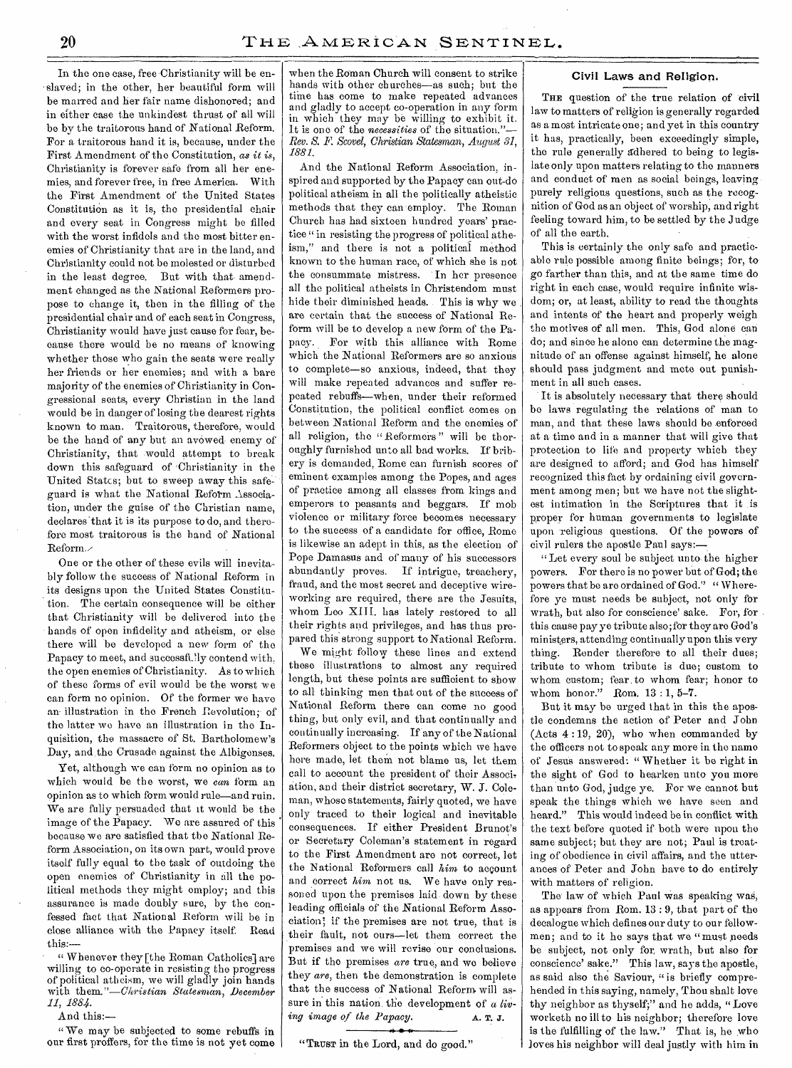In the one case, free Christianity will be enslaved; in the other, her beautiful form will be marred and her fair name dishonored; and in either case the unkindest thrust of all will be by the traitorous hand of National Reform. For a traitorous hand it is, because, under the First Amendment of the Constitution, *as it is*, Christianity is forever safe from all her enemies, and forever free, in free America. With the First Amendment of the United States Constitution as it is, the presidential chair and every seat in Congress might be filled with the worst infidels and the most bitter enemies of Christianity that are in the land, and Christianity could not be molested or disturbed in the least degree. But with that amendment changed as the National Reformers propose to change it, then in the filling of the presidential chair and of each seat in Congress, Christianity would have just cause for fear, because there would be no means of knowing whether those who gain the seats were really her friends or her enemies; and with a bare majority of the enemies of Christianity in Congressional seats, every Christian in the land would be in danger of losing the dearest rights known to man. Traitorous, therefore, would be the hand of any but an avowed enemy of Christianity, that would attempt to break down this safeguard of Christianity in the United States; but to sweep away this safeguard is what the National Reform Association, under the guise of the Christian name, declares that it is its purpose to do, and therefore most traitorous is the hand of National Reform.

One or the other of these evils will inevitably follow the success of National Reform in its designs upon the United States Constitution. The certain consequence will be either that Christianity will be delivered into the hands of open infidelity and atheism, or else there will be developed a new form of the Papacy to meet, and successfully contend with, the open enemies of Christianity. As to which of these forms of evil would be the worst we can form no opinion. Of the former we have an illustration in the French Revolution; of the latter we have an illustration in the Inquisition, the massacre of St. Bartholomew's Day, and the Crusade against the Albigenses.

Yet, although we can form no opinion as to which would be the worst, we *can* form an opinion as to which form would rule—and ruin. We are fully persuaded that it would be the image of the Papacy. We are assured of this because we are satisfied that the National Reform Association, on its own part, would prove itself fully equal to the task of outdoing the open enemies of Christianity in all the political methods they might employ; and this assurance is made doubly sure, by the confessed fact that National Reform will be in close alliance with the Papacy itself. Read this:—

"Whenever they [the Roman Catholics] are willing to co-operate in resisting the progress of political atheism, we will gladly join hands with them."—*Christian Statesman, December 11, 1884.*

And this:—

"We may be subjected to some rebuffs in our first proffers, for the time is not yet come when the Roman Church will consent to strike hands with other churches—as such; but the time has come to make repeated advances and gladly to accept co-operation in any form in which they may be willing to exhibit it. It is one of the *necessities* of the situation."—*Rev. S. F. Scovel, Christian Statesman, August 31, 1881.*

And the National Reform Association, inspired and supported by the Papacy can out-do political atheism in all the politically atheistic methods that they can employ. The Roman Church has had sixteen hundred years' practice "in resisting the progress of political atheism," and there is not a political method known to the human race, of which she is not the consummate mistress. In her presence all the political atheists in Christendom must hide their diminished heads. This is why we are certain that the success of National Reform will be to develop a new form of the Papacy. For with this alliance with Rome which the National Reformers are so anxious to complete—so anxious, indeed, that they will make repeated advances and suffer repeated rebuffs—when, under their reformed Constitution, the political conflict comes on between National Reform and the enemies of all religion, the "Reformers" will be thoroughly furnished unto all bad works. If bribery is demanded, Rome can furnish scores of eminent examples among the Popes, and ages of practice among all classes from kings and emperors to peasants and beggars. If mob violence or military force becomes necessary to the success of a candidate for office, Rome is likewise an adept in this, as the election of Pope Damasus and of many of his successors abundantly proves. If intrigue, treachery, fraud, and the most secret and deceptive wire-working are required, there are the Jesuits, whom Leo XIII. has lately restored to all their rights and privileges, and has thus prepared this strong support to National Reform.

We might follow these lines and extend these illustrations to almost any required length, but these points are sufficient to show to all thinking men that out of the success of National Reform there can come no good thing, but only evil, and that continually and continually increasing. If any of the National Reformers object to the points which we have here made, let them not blame us, let them call to account the president of their Association, and their district secretary, W. J. Coleman, whose statements, fairly quoted, we have only traced to their logical and inevitable consequences. If either President Brunot's or Secretary Coleman's statement in regard to the First Amendment are not correct, let the National Reformers call *him* to account and correct *him* not us. We have only reasoned upon the premises laid down by these leading officials of the National Reform Association; if the premises are not true, that is their fault, not ours—let them correct the premises and we will revise our conclusions. But if the premises *are* true, and we believe they *are*, then the demonstration is complete that the success of National Reform will assure in this nation the development of *a living image of the Papacy.* A. T. J.

"TRUST in the Lord, and do good."

## Civil Laws and Religion.

THE question of the true relation of civil law to matters of religion is generally regarded as a most intricate one; and yet in this country it has, practically, been exceedingly simple, the rule generally adhered to being to legislate only upon matters relating to the manners and conduct of men as social beings, leaving purely religious questions, such as the recognition of God as an object of worship, and right feeling toward him, to be settled by the Judge of all the earth.

This is certainly the only safe and practicable rule possible among finite beings; for, to go farther than this, and at the same time do right in each case, would require infinite wisdom; or, at least, ability to read the thoughts and intents of the heart and properly weigh the motives of all men. This, God alone can do; and since he alone can determine the magnitude of an offense against himself, he alone should pass judgment and mete out punishment in all such cases.

It is absolutely necessary that there should be laws regulating the relations of man to man, and that these laws should be enforced at a time and in a manner that will give that protection to life and property which they are designed to afford; and God has himself recognized this fact by ordaining civil government among men; but we have not the slightest intimation in the Scriptures that it is proper for human governments to legislate upon religious questions. Of the powers of civil rulers the apostle Paul says:—

"Let every soul be subject unto the higher powers. For there is no power but of God; the powers that be are ordained of God." "Wherefore ye must needs be subject, not only for wrath, but also for conscience' sake. For, for this cause pay ye tribute also; for they are God's ministers, attending continually upon this very thing. Render therefore to all their dues; tribute to whom tribute is due; custom to whom custom; fear to whom fear; honor to whom honor." Rom. 13:1, 5–7.

But it may be urged that in this the apostle condemns the action of Peter and John (Acts 4:19, 20), who when commanded by the officers not to speak any more in the name of Jesus answered: "Whether it be right in the sight of God to hearken unto you more than unto God, judge ye. For we cannot but speak the things which we have seen and heard." This would indeed be in conflict with the text before quoted if both were upon the same subject; but they are not; Paul is treating of obedience in civil affairs, and the utterances of Peter and John have to do entirely with matters of religion.

The law of which Paul was speaking was, as appears from Rom. 13:9, that part of the decalogue which defines our duty to our fellow-men; and to it he says that we "must needs be subject, not only for wrath, but also for conscience' sake." This law, says the apostle, as said also the Saviour, "is briefly comprehended in this saying, namely, Thou shalt love thy neighbor as thyself;" and he adds, "Love worketh no ill to his neighbor; therefore love is the fulfilling of the law." That is, he who loves his neighbor will deal justly with him in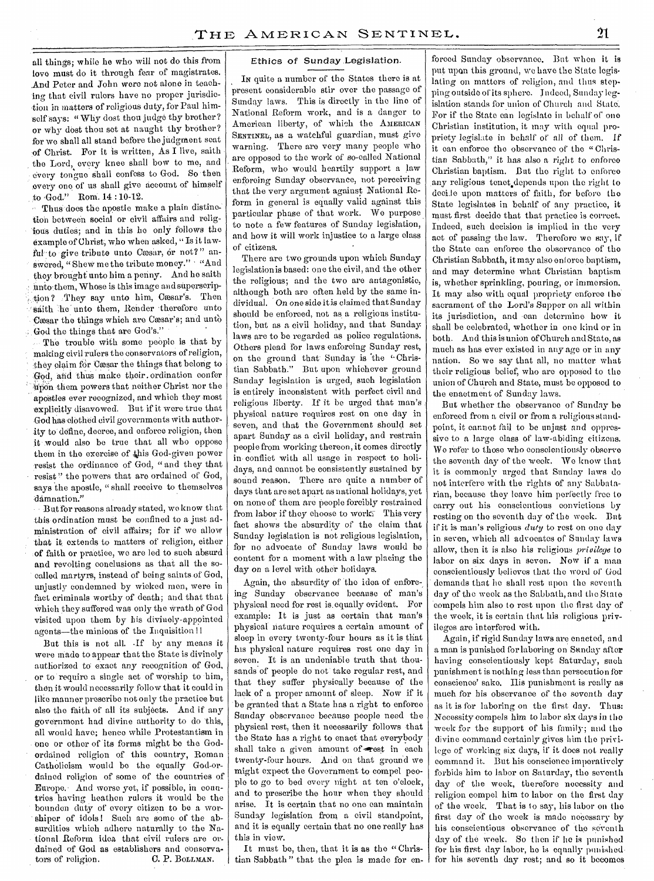all things; while he who will not do this from love must do it through fear of magistrates. And Peter and John were not alone in teaching that civil rulers have no proper jurisdiction in matters of religious duty, for Paul himself says: "Why dost thou judge thy brother? or why dost thou set at naught thy brother? for we shall all stand before the judgment seat of Christ. For it is written, As I live, saith the Lord, every knee shall bow to me, and every tongue shall confess to God. So then every one of us shall give account of himself to God." Rom. 14 : 10-12.

Thus does the apostle make a plain distinction between social or civil affairs and religious duties; and in this he only follows the example of Christ, who when asked, "Is it lawful to give tribute unto Cæsar, or not?" answered, "Shew me the tribute money." "And they brought unto him a penny. And he saith unto them, Whose is this image and superscription? They say unto him, Cæsar's. Then saith he unto them, Render therefore unto Cæsar the things which are Cæsar's; and unto God the things that are God's."

The trouble with some people is that by making civil rulers the conservators of religion, they claim for Cæsar the things that belong to God, and thus make their ordination confer upon them powers that neither Christ nor the apostles ever recognized, and which they most explicitly disavowed. But if it were true that God has clothed civil governments with authority to define, decree, and enforce religion, then it would also be true that all who oppose them in the exercise of this God-given power resist the ordinance of God, "and they that resist" the powers that are ordained of God, says the apostle, "shall receive to themselves damnation."

But for reasons already stated, we know that this ordination must be confined to a just administration of civil affairs; for if we allow that it extends to matters of religion, either of faith or practice, we are led to such absurd and revolting conclusions as that all the so-called martyrs, instead of being saints of God, unjustly condemned by wicked men, were in fact criminals worthy of death; and that that which they suffered was only the wrath of God visited upon them by his divinely-appointed agents—the minions of the Inquisition!!

But this is not all. If by any means it were made to appear that the State is divinely authorized to exact any recognition of God, or to require a single act of worship to him, then it would necessarily follow that it could in like manner prescribe not only the practice but also the faith of all its subjects. And if any government had divine authority to do this, all would have; hence while Protestantism in one or other of its forms might be the God-ordained religion of this country, Roman Catholicism would be the equally God-ordained religion of some of the countries of Europe. And worse yet, if possible, in countries having heathen rulers it would be the bounden duty of every citizen to be a worshiper of idols! Such are some of the absurdities which adhere naturally to the National Reform idea that civil rulers are ordained of God as establishers and conservators of religion.

C. P. BOLLMAN.

### Ethics of Sunday Legislation.

IN quite a number of the States there is at present considerable stir over the passage of Sunday laws. This is directly in the line of National Reform work, and is a danger to American liberty, of which the AMERICAN SENTINEL, as a watchful guardian, must give warning. There are very many people who are opposed to the work of so-called National Reform, who would heartily support a law enforcing Sunday observance, not perceiving that the very argument against National Reform in general is equally valid against this particular phase of that work. We purpose to note a few features of Sunday legislation, and how it will work injustice to a large class of citizens.

There are two grounds upon which Sunday legislation is based: one the civil, and the other the religious; and the two are antagonistic, although both are often held by the same individual. On one side it is claimed that Sunday should be enforced, not as a religious institution, but as a civil holiday, and that Sunday laws are to be regarded as police regulations. Others plead for laws enforcing Sunday rest, on the ground that Sunday is the "Christian Sabbath." But upon whichever ground Sunday legislation is urged, such legislation is entirely inconsistent with perfect civil and religious liberty. If it be urged that man's physical nature requires rest on one day in seven, and that the Government should set apart Sunday as a civil holiday, and restrain people from working thereon, it comes directly in conflict with all usage in respect to holidays, and cannot be consistently sustained by sound reason. There are quite a number of days that are set apart as national holidays, yet on none of them are people forcibly restrained from labor if they choose to work. This very fact shows the absurdity of the claim that Sunday legislation is not religious legislation, for no advocate of Sunday laws would be content for a moment with a law placing the day on a level with other holidays.

Again, the absurdity of the idea of enforcing Sunday observance because of man's physical need for rest is equally evident. For example: It is just as certain that man's physical nature requires a certain amount of sleep in every twenty-four hours as it is that his physical nature requires rest one day in seven. It is an undeniable truth that thousands of people do not take regular rest, and that they suffer physically because of the lack of a proper amount of sleep. Now if it be granted that a State has a right to enforce Sunday observance because people need the physical rest, then it necessarily follows that the State has a right to enact that everybody shall take a given amount of rest in each twenty-four hours. And on that ground we might expect the Government to compel people to go to bed every night at ten o'clock, and to prescribe the hour when they should arise. It is certain that no one can maintain Sunday legislation from a civil standpoint, and it is equally certain that no one really has this in view.

It must be, then, that it is as the "Christian Sabbath" that the plea is made for enforced Sunday observance. But when it is put upon this ground, we have the State legislating on matters of religion, and thus stepping outside of its sphere. Indeed, Sunday legislation stands for union of Church and State. For if the State can legislate in behalf of one Christian institution, it may with equal propriety legislate in behalf of all of them. If it can enforce the observance of the "Christian Sabbath," it has also a right to enforce Christian baptism. But the right to enforce any religious tenet depends upon the right to decide upon matters of faith, for before the State legislates in behalf of any practice, it must first decide that that practice is correct. Indeed, such decision is implied in the very act of passing the law. Therefore we say, if the State can enforce the observance of the Christian Sabbath, it may also enforce baptism, and may determine what Christian baptism is, whether sprinkling, pouring, or immersion. It may also with equal propriety enforce the sacrament of the Lord's Supper on all within its jurisdiction, and can determine how it shall be celebrated, whether in one kind or in both. And this is union of Church and State, as much as has ever existed in any age or in any nation. So we say that all, no matter what their religious belief, who are opposed to the union of Church and State, must be opposed to the enactment of Sunday laws.

But whether the observance of Sunday be enforced from a civil or from a religious standpoint, it cannot fail to be unjust and oppressive to a large class of law-abiding citizens. We refer to those who conscientiously observe the seventh day of the week. We know that it is commonly urged that Sunday laws do not interfere with the rights of any Sabbatarian, because they leave him perfectly free to carry out his conscientious convictions by resting on the seventh day of the week. But if it is man's religious *duty* to rest on one day in seven, which all advocates of Sunday laws allow, then it is also his religious *privilege* to labor on six days in seven. Now if a man conscientiously believes that the word of God demands that he shall rest upon the seventh day of the week as the Sabbath, and the State compels him also to rest upon the first day of the week, it is certain that his religious privileges are interfered with.

Again, if rigid Sunday laws are enacted, and a man is punished for laboring on Sunday after having conscientiously kept Saturday, such punishment is nothing less than persecution for conscience' sake. His punishment is really as much for his observance of the seventh day as it is for laboring on the first day. Thus: Necessity compels him to labor six days in the week for the support of his family; and the divine command certainly gives him the privilege of working six days, if it does not really command it. But his conscience imperatively forbids him to labor on Saturday, the seventh day of the week, therefore necessity and religion compel him to labor on the first day of the week. That is to say, his labor on the first day of the week is made necessary by his conscientious observance of the seventh day of the week. So then if he is punished for his first day labor, he is equally punished for his seventh day rest; and so it becomes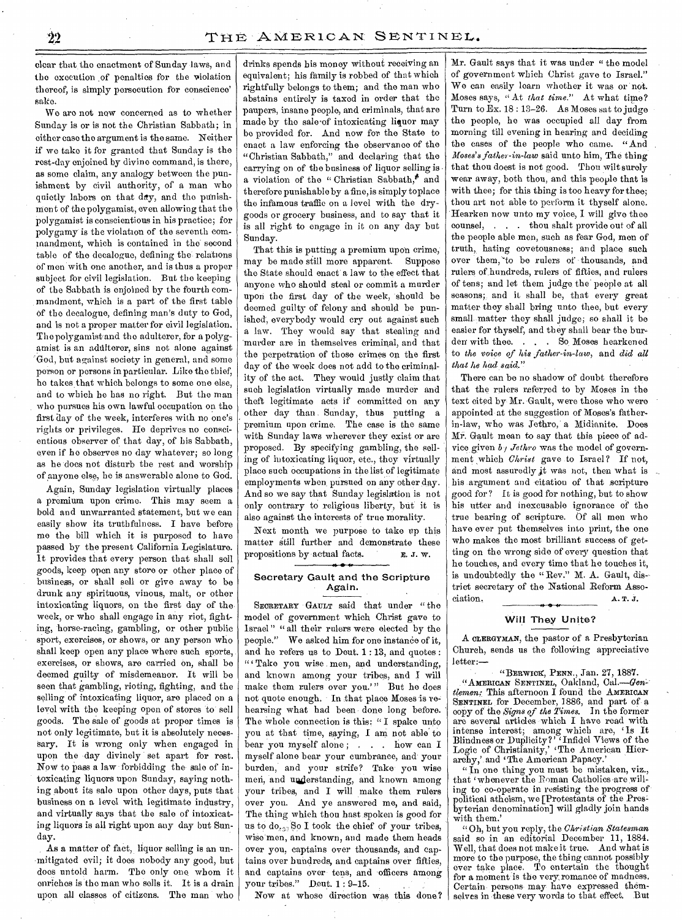clear that the enactment of Sunday laws, and the execution of penalties for the violation thereof, is simply persecution for conscience' sake.

We are not now concerned as to whether Sunday is or is not the Christian Sabbath; in either case the argument is the same. Neither if we take it for granted that Sunday is the rest-day enjoined by divine command, is there, as some claim, any analogy between the punishment by civil authority, of a man who quietly labors on that day, and the punishment of the polygamist, even allowing that the polygamist is conscientious in his practice; for polygamy is the violation of the seventh commandment, which is contained in the second table of the decalogue, defining the relations of men with one another, and is thus a proper subject for civil legislation. But the keeping of the Sabbath is enjoined by the fourth commandment, which is a part of the first table of the decalogue, defining man's duty to God, and is not a proper matter for civil legislation. The polygamist and the adulterer, for a polygamist is an adulterer, sins not alone against God, but against society in general, and some person or persons in particular. Like the thief, he takes that which belongs to some one else, and to which he has no right. But the man who pursues his own lawful occupation on the first day of the week, interferes with no one's rights or privileges. He deprives no conscientious observer of that day, of his Sabbath, even if he observes no day whatever; so long as he does not disturb the rest and worship of anyone else, he is answerable alone to God.

Again, Sunday legislation virtually places a premium upon crime. This may seem a bold and unwarranted statement, but we can easily show its truthfulness. I have before me the bill which it is purposed to have passed by the present California Legislature. It provides that every person that shall sell goods, keep open any store or other place of business, or shall sell or give away to be drunk any spirituous, vinous, malt, or other intoxicating liquors, on the first day of the week, or who shall engage in any riot, fighting, horse-racing, gambling, or other public sport, exercises, or shows, or any person who shall keep open any place where such sports, exercises, or shows, are carried on, shall be deemed guilty of misdemeanor. It will be seen that gambling, rioting, fighting, and the selling of intoxicating liquor, are placed on a level with the keeping open of stores to sell goods. The sale of goods at proper times is not only legitimate, but it is absolutely necessary. It is wrong only when engaged in upon the day divinely set apart for rest. Now to pass a law forbidding the sale of intoxicating liquors upon Sunday, saying nothing about its sale upon other days, puts that business on a level with legitimate industry, and virtually says that the sale of intoxicating liquors is all right upon any day but Sunday.

As a matter of fact, liquor selling is an unmitigated evil; it does nobody any good, but does untold harm. The only one whom it enriches is the man who sells it. It is a drain upon all classes of citizens. The man who drinks spends his money without receiving an equivalent; his family is robbed of that which rightfully belongs to them; and the man who abstains entirely is taxed in order that the paupers, insane people, and criminals, that are made by the sale of intoxicating liquor may be provided for. And now for the State to enact a law enforcing the observance of the "Christian Sabbath," and declaring that the carrying on of the business of liquor selling is a violation of the "Christian Sabbath," and therefore punishable by a fine, is simply to place the infamous traffic on a level with the dry-goods or grocery business, and to say that it is all right to engage in it on any day but Sunday.

That this is putting a premium upon crime, may be made still more apparent. Suppose the State should enact a law to the effect that anyone who should steal or commit a murder upon the first day of the week, should be deemed guilty of felony and should be punished, everybody would cry out against such a law. They would say that stealing and murder are in themselves criminal, and that the perpetration of those crimes on the first day of the week does not add to the criminality of the act. They would justly claim that such legislation virtually made murder and theft legitimate acts if committed on any other day than Sunday, thus putting a premium upon crime. The case is the same with Sunday laws wherever they exist or are proposed. By specifying gambling, the selling of intoxicating liquor, etc., they virtually place such occupations in the list of legitimate employments when pursued on any other day. And so we say that Sunday legislation is not only contrary to religious liberty, but it is also against the interests of true morality.

Next month we purpose to take up this matter still further and demonstrate these propositions by actual facts. E. J. W.

## Secretary Gault and the Scripture Again.

SECRETARY GAULT said that under "the model of government which Christ gave to Israel" "all their rulers were elected by the people." We asked him for one instance of it, and he refers us to Deut. 1 : 13, and quotes: "'Take you wise men, and understanding, and known among your tribes, and I will make them rulers over you.'" But he does not quote enough. In that place Moses is rehearsing what had been done long before. The whole connection is this: "I spake unto you at that time, saying, I am not able to bear you myself alone; . . . how can I myself alone bear your cumbrance, and your burden, and your strife? Take you wise men, and understanding, and known among your tribes, and I will make them rulers over you. And ye answered me, and said, The thing which thou hast spoken is good for us to do. So I took the chief of your tribes, wise men, and known, and made them heads over you, captains over thousands, and captains over hundreds, and captains over fifties, and captains over tens, and officers among your tribes." Deut. 1 : 9-15.

Now at whose direction was this done? Mr. Gault says that it was under "the model of government which Christ gave to Israel." We can easily learn whether it was or not. Moses says, "At *that time.*" At what time? Turn to Ex. 18 : 13-26. As Moses sat to judge the people, he was occupied all day from morning till evening in hearing and deciding the cases of the people who came. "And *Moses's father-in-law* said unto him, The thing that thou doest is not good. Thou wilt surely wear away, both thou, and this people that is with thee; for this thing is too heavy for thee; thou art not able to perform it thyself alone. Hearken now unto my voice, I will give thee counsel, . . . thou shalt provide out of all the people able men, such as fear God, men of truth, hating covetousness; and place such over them, to be rulers of thousands, and rulers of hundreds, rulers of fifties, and rulers of tens; and let them judge the people at all seasons; and it shall be, that every great matter they shall bring unto thee, but every small matter they shall judge; so shall it be easier for thyself, and they shall bear the burden with thee. . . . So Moses hearkened to *the voice of his father-in-law*, and *did all that he had said.*"

There can be no shadow of doubt therefore that the rulers referred to by Moses in the text cited by Mr. Gault, were those who were appointed at the suggestion of Moses's father-in-law, who was Jethro, a Midianite. Does Mr. Gault mean to say that this piece of advice given *by Jethro* was the model of government which *Christ* gave to Israel? If not, and most assuredly it was not, then what is his argument and citation of that scripture good for? It is good for nothing, but to show his utter and inexcusable ignorance of the true bearing of scripture. Of all men who have ever put themselves into print, the one who makes the most brilliant success of getting on the wrong side of every question that he touches, and every time that he touches it, is undoubtedly the "Rev." M. A. Gault, district secretary of the National Reform Association. A. T. J.

## Will They Unite?

A CLERGYMAN, the pastor of a Presbyterian Church, sends us the following appreciative letter:—

"BERWICK, PENN., Jan. 27, 1887.

"AMERICAN SENTINEL, Oakland, Cal.—*Gentlemen:* This afternoon I found the AMERICAN SENTINEL for December, 1886, and part of a copy of the *Signs of the Times.* In the former are several articles which I have read with intense interest; among which are, 'Is It Blindness or Duplicity?' 'Infidel Views of the Logic of Christianity,' 'The American Hierarchy,' and 'The American Papacy.'

"In one thing you must be mistaken, viz., that 'whenever the Roman Catholics are willing to co-operate in resisting the progress of political atheism, we [Protestants of the Presbyterian denomination] will gladly join hands with them.'

"Oh, but you reply, the *Christian Statesman* said so in an editorial December 11, 1884. Well, that does not make it true. And what is more to the purpose, the thing cannot possibly ever take place. To entertain the thought for a moment is the very romance of madness. Certain persons may have expressed themselves in these very words to that effect. But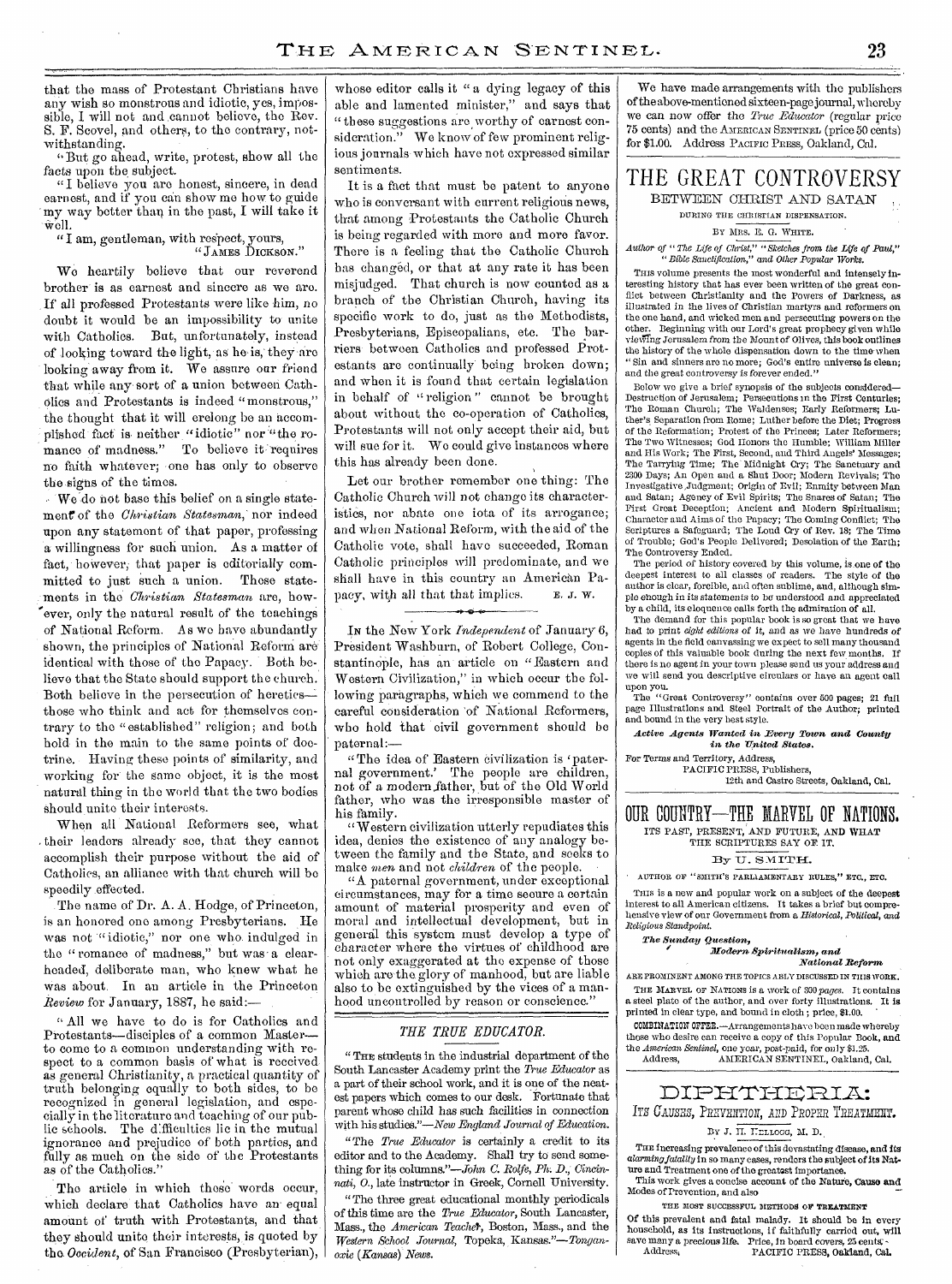that the mass of Protestant Christians have any wish so monstrous and idiotic, yes, impossible, I will not and cannot believe, the Rev. S. F. Scovel, and others, to the contrary, notwithstanding.

"But go ahead, write, protest, show all the facts upon the subject.

"I believe you are honest, sincere, in dead earnest, and if you can show me how to guide my way better than in the past, I will take it well.

"I am, gentleman, with respect, yours,
"JAMES DICKSON."

We heartily believe that our reverend brother is as earnest and sincere as we are. If all professed Protestants were like him, no doubt it would be an impossibility to unite with Catholics. But, unfortunately, instead of looking toward the light, as he is, they are looking away from it. We assure our friend that while any sort of a union between Catholics and Protestants is indeed "monstrous," the thought that it will erelong be an accomplished fact is neither "idiotic" nor "the romance of madness." To believe it requires no faith whatever; one has only to observe the signs of the times.

We do not base this belief on a single statement of the *Christian Statesman*, nor indeed upon any statement of that paper, professing a willingness for such union. As a matter of fact, however, that paper is editorially committed to just such a union. Those statements in the *Christian Statesman* are, however, only the natural result of the teachings of National Reform. As we have abundantly shown, the principles of National Reform are identical with those of the Papacy. Both believe that the State should support the church. Both believe in the persecution of heretics—those who think and act for themselves contrary to the "established" religion; and both hold in the main to the same points of doctrine. Having these points of similarity, and working for the same object, it is the most natural thing in the world that the two bodies should unite their interests.

When all National Reformers see, what their leaders already see, that they cannot accomplish their purpose without the aid of Catholics, an alliance with that church will be speedily effected.

The name of Dr. A. A. Hodge, of Princeton, is an honored one among Presbyterians. He was not "idiotic," nor one who indulged in the "romance of madness," but was a clear-headed, deliberate man, who knew what he was about. In an article in the Princeton *Review* for January, 1887, he said:—

"All we have to do is for Catholics and Protestants—disciples of a common Master—to come to a common understanding with respect to a common basis of what is received as general Christianity, a practical quantity of truth belonging equally to both sides, to be recognized in general legislation, and especially in the literature and teaching of our public schools. The difficulties lie in the mutual ignorance and prejudice of both parties, and fully as much on the side of the Protestants as of the Catholics."

The article in which those words occur, which declare that Catholics have an equal amount of truth with Protestants, and that they should unite their interests, is quoted by the *Occident*, of San Francisco (Presbyterian), whose editor calls it "a dying legacy of this able and lamented minister," and says that "these suggestions are worthy of earnest consideration." We know of few prominent religious journals which have not expressed similar sentiments.

It is a fact that must be patent to anyone who is conversant with current religious news, that among Protestants the Catholic Church is being regarded with more and more favor. There is a feeling that the Catholic Church has changed, or that at any rate it has been misjudged. That church is now counted as a branch of the Christian Church, having its specific work to do, just as the Methodists, Presbyterians, Episcopalians, etc. The barriers between Catholics and professed Protestants are continually being broken down; and when it is found that certain legislation in behalf of "religion" cannot be brought about without the co-operation of Catholics, Protestants will not only accept their aid, but will sue for it. We could give instances where this has already been done.

Let our brother remember one thing: The Catholic Church will not change its characteristics, nor abate one iota of its arrogance; and when National Reform, with the aid of the Catholic vote, shall have succeeded, Roman Catholic principles will predominate, and we shall have in this country an American Papacy, with all that that implies. E. J. W.

---

IN the New York *Independent* of January 6, President Washburn, of Robert College, Constantinople, has an article on "Eastern and Western Civilization," in which occur the following paragraphs, which we commend to the careful consideration of National Reformers, who hold that civil government should be paternal:—

"The idea of Eastern civilization is 'paternal government.' The people are children, not of a modern father, but of the Old World father, who was the irresponsible master of his family.

"Western civilization utterly repudiates this idea, denies the existence of any analogy between the family and the State, and seeks to make *men* and not *children* of the people.

"A paternal government, under exceptional circumstances, may for a time secure a certain amount of material prosperity and even of moral and intellectual development, but in general this system must develop a type of character where the virtues of childhood are not only exaggerated at the expense of those which are the glory of manhood, but are liable also to be extinguished by the vices of a manhood uncontrolled by reason or conscience."

---

## *THE TRUE EDUCATOR.*

"THE students in the industrial department of the South Lancaster Academy print the *True Educator* as a part of their school work, and it is one of the neatest papers which comes to our desk. Fortunate that parent whose child has such facilities in connection with his studies."—*New England Journal of Education.*

"The *True Educator* is certainly a credit to its editor and to the Academy. Shall try to send something for its columns."—*John C. Rolfe, Ph. D., Cincinnati, O.*, late instructor in Greek, Cornell University.

"The three great educational monthly periodicals of this time are the *True Educator*, South Lancaster, Mass., the *American Teacher*, Boston, Mass., and the *Western School Journal*, Topeka, Kansas."—*Tonganoxie (Kansas) News.*

We have made arrangements with the publishers of the above-mentioned sixteen-page journal, whereby we can now offer the *True Educator* (regular price 75 cents) and the AMERICAN SENTINEL (price 50 cents) for $1.00. Address PACIFIC PRESS, Oakland, Cal.

---

# THE GREAT CONTROVERSY

## BETWEEN CHRIST AND SATAN

DURING THE CHRISTIAN DISPENSATION.

BY MRS. E. G. WHITE.

*Author of "The Life of Christ," "Sketches from the Life of Paul," "Bible Sanctification," and Other Popular Works.*

THIS volume presents the most wonderful and intensely interesting history that has ever been written of the great conflict between Christianity and the Powers of Darkness, as illustrated in the lives of Christian martyrs and reformers on the one hand, and wicked men and persecuting powers on the other. Beginning with our Lord's great prophecy given while viewing Jerusalem from the Mount of Olives, this book outlines the history of the whole dispensation down to the time when "Sin and sinners are no more; God's entire universe is clean; and the great controversy is forever ended."

Below we give a brief synopsis of the subjects considered—Destruction of Jerusalem; Persecutions in the First Centuries; The Roman Church; The Waldenses; Early Reformers; Luther's Separation from Rome; Luther before the Diet; Progress of the Reformation; Protest of the Princes; Later Reformers; The Two Witnesses; God Honors the Humble; William Miller and His Work; The First, Second, and Third Angels' Messages; The Tarrying Time; The Midnight Cry; The Sanctuary and 2300 Days; An Open and a Shut Door; Modern Revivals; The Investigative Judgment; Origin of Evil; Enmity between Man and Satan; Agency of Evil Spirits; The Snares of Satan; The First Great Deception; Ancient and Modern Spiritualism; Character and Aims of the Papacy; The Coming Conflict; The Scriptures a Safeguard; The Loud Cry of Rev. 18; The Time of Trouble; God's People Delivered; Desolation of the Earth; The Controversy Ended.

The period of history covered by this volume, is one of the deepest interest to all classes of readers. The style of the author is clear, forcible, and often sublime, and, although simple enough in its statements to be understood and appreciated by a child, its eloquence calls forth the admiration of all.

The demand for this popular book is so great that we have had to print *eight editions* of it, and as we have hundreds of agents in the field canvassing we expect to sell many thousand copies of this valuable book during the next few months. If there is no agent in your town please send us your address and we will send you descriptive circulars or have an agent call upon you.

The "Great Controversy" contains over 500 pages; 21 full page Illustrations and Steel Portrait of the Author; printed and bound in the very best style.

***Active Agents Wanted in Every Town and County in the United States.***

For Terms and Territory, Address,
PACIFIC PRESS, Publishers,
12th and Castro Streets, Oakland, Cal.

---

# OUR COUNTRY—THE MARVEL OF NATIONS.

ITS PAST, PRESENT, AND FUTURE, AND WHAT THE SCRIPTURES SAY OF IT.

By U. SMITH.

AUTHOR OF "SMITH'S PARLIAMENTARY RULES," ETC., ETC.

THIS is a new and popular work on a subject of the deepest interest to all American citizens. It takes a brief but comprehensive view of our Government from a *Historical, Political, and Religious Standpoint.*

***The Sunday Question, Modern Spiritualism, and National Reform***

ARE PROMINENT AMONG THE TOPICS ABLY DISCUSSED IN THIS WORK.

THE MARVEL OF NATIONS is a work of 300 *pages*. It contains a steel plate of the author, and over forty illustrations. It is printed in clear type, and bound in cloth; price, $1.00.

COMBINATION OFFER.—Arrangements have been made whereby those who desire can receive a copy of this Popular Book, and the *American Sentinel*, one year, post-paid, for only $1.25.
Address, AMERICAN SENTINEL, Oakland, Cal.

---

# DIPHTHERIA:

## ITS CAUSES, PREVENTION, AND PROPER TREATMENT.

BY J. H. KELLOGG, M. D.

THE increasing prevalence of this devastating disease, and its *alarming fatality* in so many cases, renders the subject of its Nature and Treatment one of the greatest importance.

This work gives a concise account of the Nature, Cause and Modes of Prevention, and also

THE MOST SUCCESSFUL METHODS OF TREATMENT

Of this prevalent and fatal malady. It should be in every household, as its instructions, if faithfully carried out, will save many a precious life. Price, in board covers, 25 cents.
Address, PACIFIC PRESS, Oakland, Cal.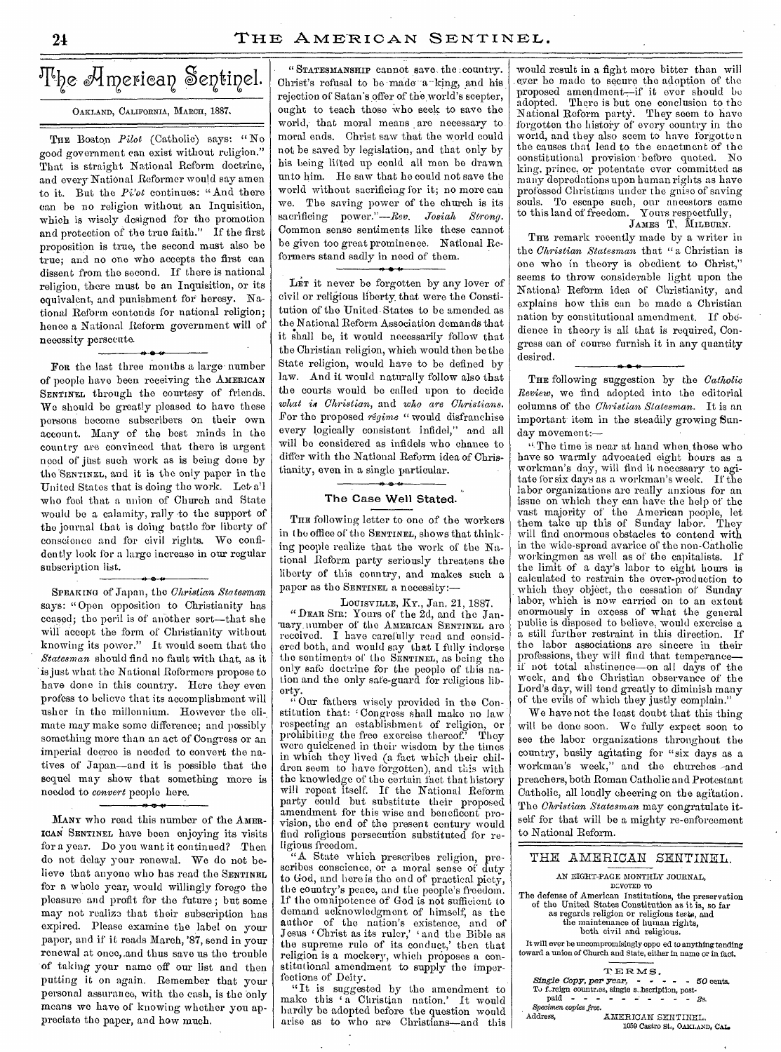# The American Sentinel.

OAKLAND, CALIFORNIA, MARCH, 1887.

THE Boston *Pilot* (Catholic) says: "No good government can exist without religion." That is straight National Reform doctrine, and every National Reformer would say amen to it. But the *Pilot* continues: "And there can be no religion without an Inquisition, which is wisely designed for the promotion and protection of the true faith." If the first proposition is true, the second must also be true; and no one who accepts the first can dissent from the second. If there is national religion, there must be an Inquisition, or its equivalent, and punishment for heresy. National Reform contends for national religion; hence a National Reform government will of necessity persecute.

FOR the last three months a large number of people have been receiving the AMERICAN SENTINEL through the courtesy of friends. We should be greatly pleased to have these persons become subscribers on their own account. Many of the best minds in the country are convinced that there is urgent need of just such work as is being done by the SENTINEL, and it is the only paper in the United States that is doing the work. Let all who feel that a union of Church and State would be a calamity, rally to the support of the journal that is doing battle for liberty of conscience and for civil rights. We confidently look for a large increase in our regular subscription list.

SPEAKING of Japan, the *Christian Statesman* says: "Open opposition to Christianity has ceased; the peril is of another sort—that she will accept the form of Christianity without knowing its power." It would seem that the *Statesman* should find no fault with that, as it is just what the National Reformers propose to have done in this country. Here they even profess to believe that its accomplishment will usher in the millennium. However the climate may make some difference; and possibly something more than an act of Congress or an imperial decree is needed to convert the natives of Japan—and it is possible that the sequel may show that something more is needed to *convert* people here.

MANY who read this number of the AMERICAN SENTINEL have been enjoying its visits for a year. Do you want it continued? Then do not delay your renewal. We do not believe that anyone who has read the SENTINEL for a whole year, would willingly forego the pleasure and profit for the future; but some may not realize that their subscription has expired. Please examine the label on your paper, and if it reads March, '87, send in your renewal at once, and thus save us the trouble of taking your name off our list and then putting it on again. Remember that your personal assurance, with the cash, is the only means we have of knowing whether you appreciate the paper, and how much.

"STATESMANSHIP cannot save the country. Christ's refusal to be made a king, and his rejection of Satan's offer of the world's scepter, ought to teach those who seek to save the world, that moral means are necessary to moral ends. Christ saw that the world could not be saved by legislation, and that only by his being lifted up could all men be drawn unto him. He saw that he could not save the world without sacrificing for it; no more can we. The saving power of the church is its sacrificing power."—*Rev. Josiah Strong*. Common sense sentiments like these cannot be given too great prominence. National Reformers stand sadly in need of them.

LET it never be forgotten by any lover of civil or religious liberty that were the Constitution of the United States to be amended as the National Reform Association demands that it shall be, it would necessarily follow that the Christian religion, which would then be the State religion, would have to be defined by law. And it would naturally follow also that the courts would be called upon to decide *what is Christian*, and *who are Christians*. For the proposed *régime* "would disfranchise every logically consistent infidel," and all will be considered as infidels who chance to differ with the National Reform idea of Christianity, even in a single particular.

## The Case Well Stated.

THE following letter to one of the workers in the office of the SENTINEL, shows that thinking people realize that the work of the National Reform party seriously threatens the liberty of this country, and makes such a paper as the SENTINEL a necessity:—

LOUISVILLE, KY., Jan. 21, 1887.

"DEAR SIR: Yours of the 2d, and the January number of the AMERICAN SENTINEL are received. I have carefully read and considered both, and would say that I fully indorse the sentiments of the SENTINEL, as being the only safe doctrine for the people of this nation and the only safe-guard for religious liberty.

"Our fathers wisely provided in the Constitution that: 'Congress shall make no law respecting an establishment of religion, or prohibiting the free exercise thereof.' They were quickened in their wisdom by the times in which they lived (a fact which their children seem to have forgotten), and this with the knowledge of the certain fact that history will repeat itself. If the National Reform party could but substitute their proposed amendment for this wise and beneficent provision, the end of the present century would find religious persecution substituted for religious freedom.

"A State which prescribes religion, prescribes conscience, or a moral sense of duty to God, and here is the end of practical piety, the country's peace, and the people's freedom. If the omnipotence of God is not sufficient to demand acknowledgment of himself, as the author of the nation's existence, and of Jesus 'Christ as its ruler,' 'and the Bible as the supreme rule of its conduct,' then that religion is a mockery, which proposes a constitutional amendment to supply the imperfections of Deity.

"It is suggested by the amendment to make this 'a Christian nation.' It would hardly be adopted before the question would arise as to who are Christians—and this would result in a fight more bitter than will ever be made to secure the adoption of the proposed amendment—if it ever should be adopted. There is but one conclusion to the National Reform party. They seem to have forgotten the history of every country in the world, and they also seem to have forgotten the causes that lead to the enactment of the constitutional provision before quoted. No king, prince, or potentate ever committed as many depredations upon human rights as have professed Christians under the guise of saving souls. To escape such, our ancestors came to this land of freedom. Yours respectfully,

JAMES T. MILBURN.

THE remark recently made by a writer in the *Christian Statesman* that "a Christian is one who in theory is obedient to Christ," seems to throw considerable light upon the National Reform idea of Christianity, and explains how this can be made a Christian nation by constitutional amendment. If obedience in theory is all that is required, Congress can of course furnish it in any quantity desired.

THE following suggestion by the *Catholic Review*, we find adopted into the editorial columns of the *Christian Statesman*. It is an important item in the steadily growing Sunday movement:—

"The time is near at hand when those who have so warmly advocated eight hours as a workman's day, will find it necessary to agitate for six days as a workman's week. If the labor organizations are really anxious for an issue on which they can have the help of the vast majority of the American people, let them take up this of Sunday labor. They will find enormous obstacles to contend with in the wide-spread avarice of the non-Catholic workingmen as well as of the capitalists. If the limit of a day's labor to eight hours is calculated to restrain the over-production to which they object, the cessation of Sunday labor, which is now carried on to an extent enormously in excess of what the general public is disposed to believe, would exercise a still further restraint in this direction. If the labor associations are sincere in their professions, they will find that temperance—if not total abstinence—on all days of the week, and the Christian observance of the Lord's day, will tend greatly to diminish many of the evils of which they justly complain."

We have not the least doubt that this thing will be done soon. We fully expect soon to see the labor organizations throughout the country, busily agitating for "six days as a workman's week," and the churches and preachers, both Roman Catholic and Protestant Catholic, all loudly cheering on the agitation. The *Christian Statesman* may congratulate itself for that will be a mighty re-enforcement to National Reform.

## THE AMERICAN SENTINEL.

AN EIGHT-PAGE MONTHLY JOURNAL,
DEVOTED TO

The defense of American Institutions, the preservation of the United States Constitution as it is, so far as regards religion or religious tests, and the maintenance of human rights, both civil and religious.

It will ever be uncompromisingly opposed to anything tending toward a union of Church and State, either in name or in fact.

TERMS.

*Single Copy, per year*, - - - - - 50 cents.
To foreign countries, single subscription, post-paid - - - - - - - - - - 2s.
*Specimen copies free.*

Address, AMERICAN SENTINEL,
1059 Castro St., OAKLAND, CAL.